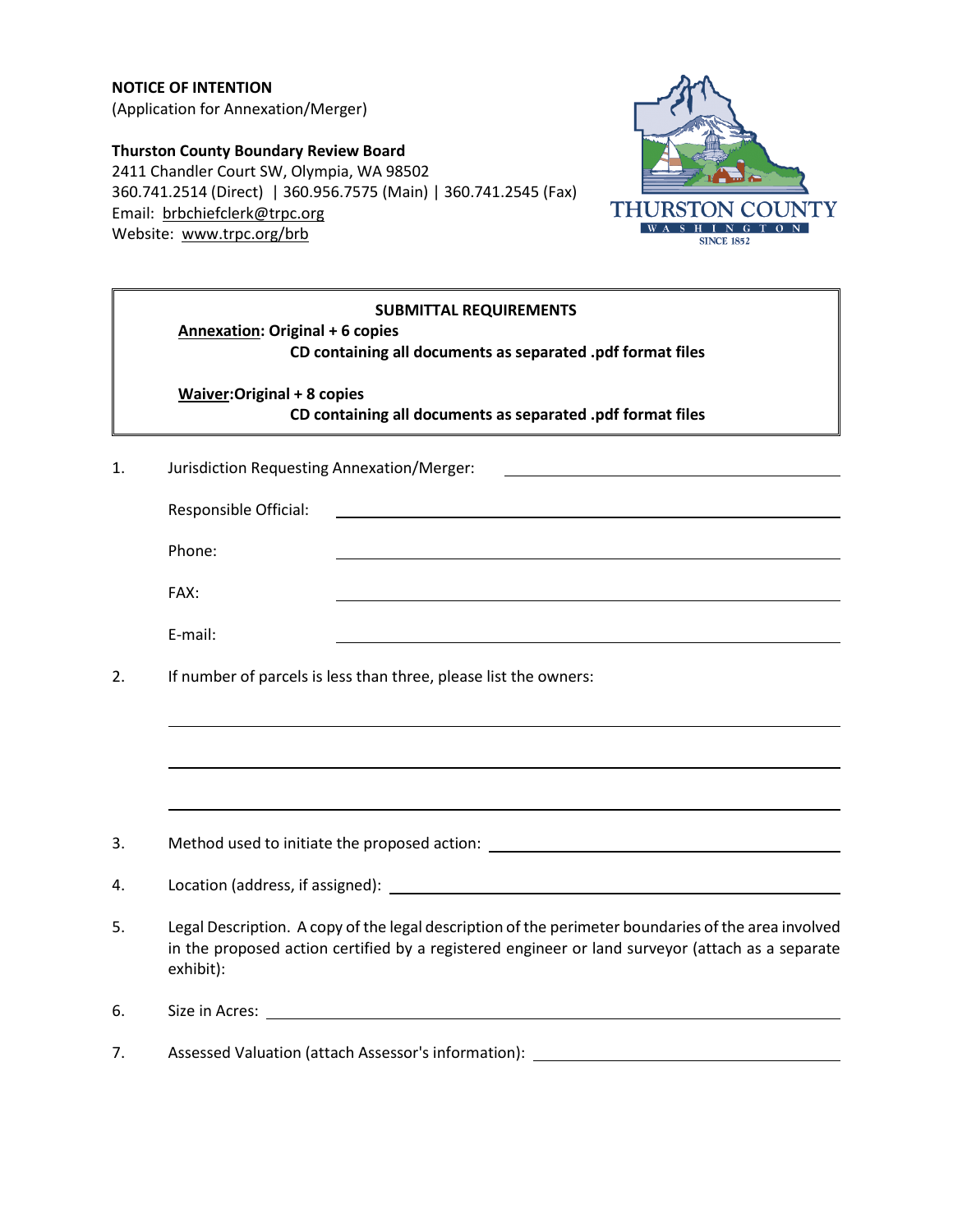**NOTICE OF INTENTION**
(Application for Annexation/Merger)

**Thurston County Boundary Review Board**
2411 Chandler Court SW, Olympia, WA 98502
360.741.2514 (Direct) | 360.956.7575 (Main) | 360.741.2545 (Fax)
Email: brbchiefclerk@trpc.org
Website: www.trpc.org/brb

THURSTON COUNTY
WASHINGTON
SINCE 1852

---

**SUBMITTAL REQUIREMENTS**

**Annexation: Original + 6 copies**
**CD containing all documents as separated .pdf format files**

**Waiver: Original + 8 copies**
**CD containing all documents as separated .pdf format files**

---

1. Jurisdiction Requesting Annexation/Merger: ______________________

   Responsible Official: ______________________

   Phone: ______________________

   FAX: ______________________

   E-mail: ______________________

2. If number of parcels is less than three, please list the owners:

   ______________________

   ______________________

   ______________________

3. Method used to initiate the proposed action: ______________________

4. Location (address, if assigned): ______________________

5. Legal Description. A copy of the legal description of the perimeter boundaries of the area involved in the proposed action certified by a registered engineer or land surveyor (attach as a separate exhibit):

6. Size in Acres: ______________________

7. Assessed Valuation (attach Assessor's information): ______________________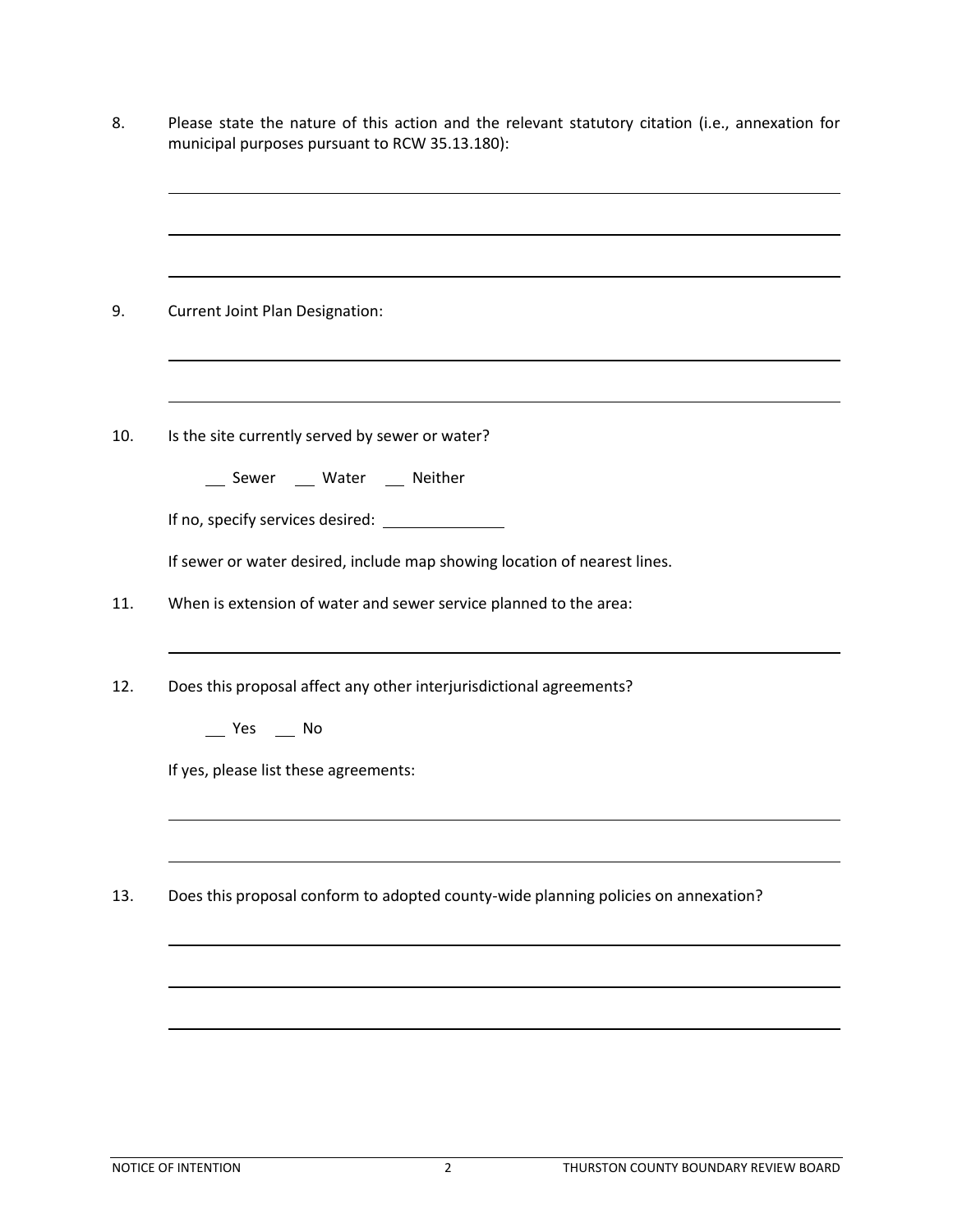8. Please state the nature of this action and the relevant statutory citation (i.e., annexation for municipal purposes pursuant to RCW 35.13.180):

______________________________________________________________________

______________________________________________________________________

______________________________________________________________________

9. Current Joint Plan Designation:

______________________________________________________________________

______________________________________________________________________

10. Is the site currently served by sewer or water?

    ___ Sewer ___ Water ___ Neither

    If no, specify services desired: ______________

    If sewer or water desired, include map showing location of nearest lines.

11. When is extension of water and sewer service planned to the area:

______________________________________________________________________

12. Does this proposal affect any other interjurisdictional agreements?

    ___ Yes ___ No

    If yes, please list these agreements:

______________________________________________________________________

______________________________________________________________________

13. Does this proposal conform to adopted county-wide planning policies on annexation?

______________________________________________________________________

______________________________________________________________________

______________________________________________________________________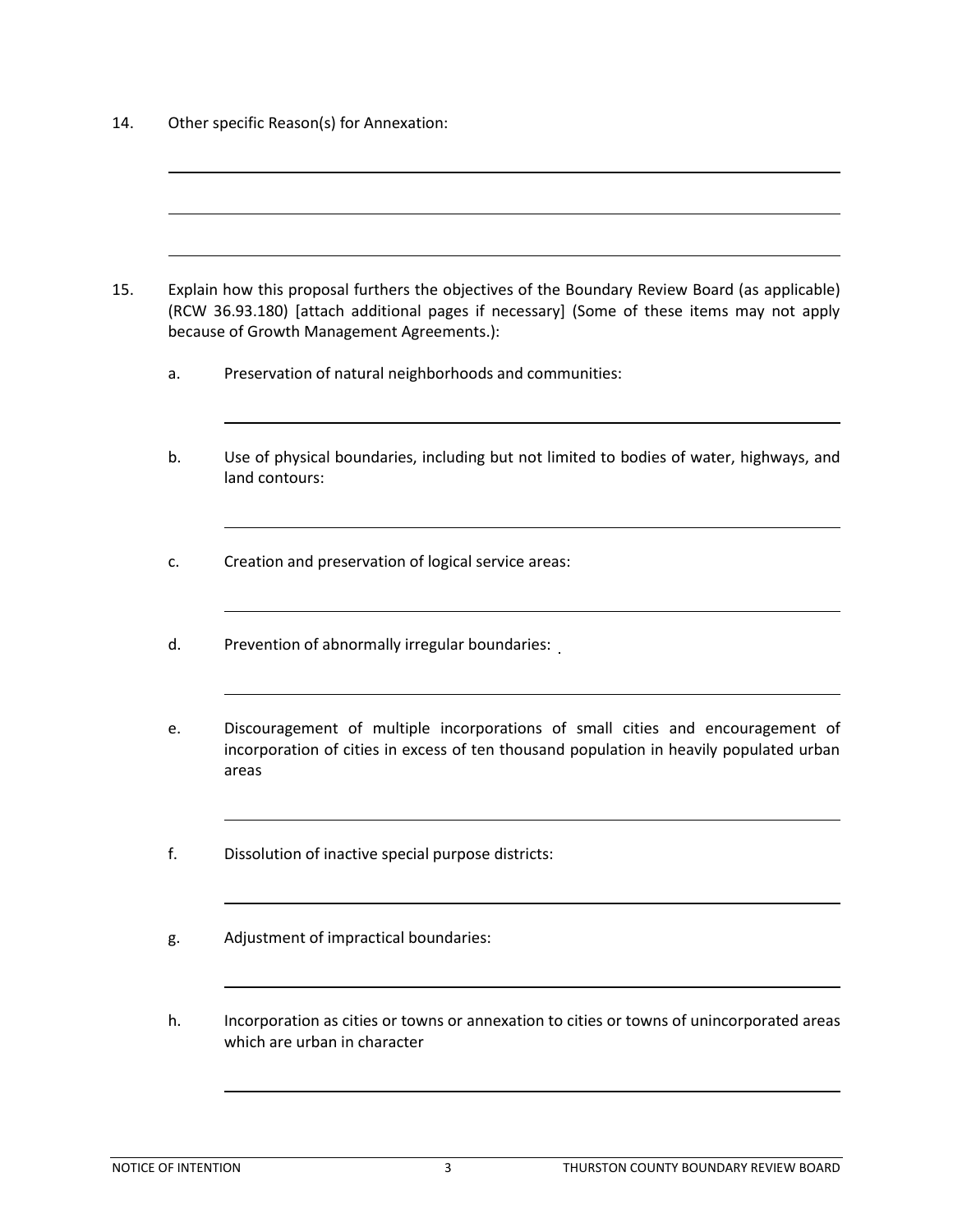14. Other specific Reason(s) for Annexation:

\_\_\_\_\_\_\_\_\_\_\_\_\_\_\_\_\_\_\_\_\_\_\_\_\_\_\_\_\_\_\_\_\_\_\_\_\_\_\_\_\_\_\_\_\_\_\_\_\_\_\_\_\_\_\_\_\_\_\_\_

\_\_\_\_\_\_\_\_\_\_\_\_\_\_\_\_\_\_\_\_\_\_\_\_\_\_\_\_\_\_\_\_\_\_\_\_\_\_\_\_\_\_\_\_\_\_\_\_\_\_\_\_\_\_\_\_\_\_\_\_

\_\_\_\_\_\_\_\_\_\_\_\_\_\_\_\_\_\_\_\_\_\_\_\_\_\_\_\_\_\_\_\_\_\_\_\_\_\_\_\_\_\_\_\_\_\_\_\_\_\_\_\_\_\_\_\_\_\_\_\_

15. Explain how this proposal furthers the objectives of the Boundary Review Board (as applicable) (RCW 36.93.180) [attach additional pages if necessary] (Some of these items may not apply because of Growth Management Agreements.):

    a. Preservation of natural neighborhoods and communities:

    \_\_\_\_\_\_\_\_\_\_\_\_\_\_\_\_\_\_\_\_\_\_\_\_\_\_\_\_\_\_\_\_\_\_\_\_\_\_\_\_\_\_\_\_\_\_\_\_\_\_\_\_\_\_

    b. Use of physical boundaries, including but not limited to bodies of water, highways, and land contours:

    \_\_\_\_\_\_\_\_\_\_\_\_\_\_\_\_\_\_\_\_\_\_\_\_\_\_\_\_\_\_\_\_\_\_\_\_\_\_\_\_\_\_\_\_\_\_\_\_\_\_\_\_\_\_

    c. Creation and preservation of logical service areas:

    \_\_\_\_\_\_\_\_\_\_\_\_\_\_\_\_\_\_\_\_\_\_\_\_\_\_\_\_\_\_\_\_\_\_\_\_\_\_\_\_\_\_\_\_\_\_\_\_\_\_\_\_\_\_

    d. Prevention of abnormally irregular boundaries:

    \_\_\_\_\_\_\_\_\_\_\_\_\_\_\_\_\_\_\_\_\_\_\_\_\_\_\_\_\_\_\_\_\_\_\_\_\_\_\_\_\_\_\_\_\_\_\_\_\_\_\_\_\_\_

    e. Discouragement of multiple incorporations of small cities and encouragement of incorporation of cities in excess of ten thousand population in heavily populated urban areas

    \_\_\_\_\_\_\_\_\_\_\_\_\_\_\_\_\_\_\_\_\_\_\_\_\_\_\_\_\_\_\_\_\_\_\_\_\_\_\_\_\_\_\_\_\_\_\_\_\_\_\_\_\_\_

    f. Dissolution of inactive special purpose districts:

    \_\_\_\_\_\_\_\_\_\_\_\_\_\_\_\_\_\_\_\_\_\_\_\_\_\_\_\_\_\_\_\_\_\_\_\_\_\_\_\_\_\_\_\_\_\_\_\_\_\_\_\_\_\_

    g. Adjustment of impractical boundaries:

    \_\_\_\_\_\_\_\_\_\_\_\_\_\_\_\_\_\_\_\_\_\_\_\_\_\_\_\_\_\_\_\_\_\_\_\_\_\_\_\_\_\_\_\_\_\_\_\_\_\_\_\_\_\_

    h. Incorporation as cities or towns or annexation to cities or towns of unincorporated areas which are urban in character

    \_\_\_\_\_\_\_\_\_\_\_\_\_\_\_\_\_\_\_\_\_\_\_\_\_\_\_\_\_\_\_\_\_\_\_\_\_\_\_\_\_\_\_\_\_\_\_\_\_\_\_\_\_\_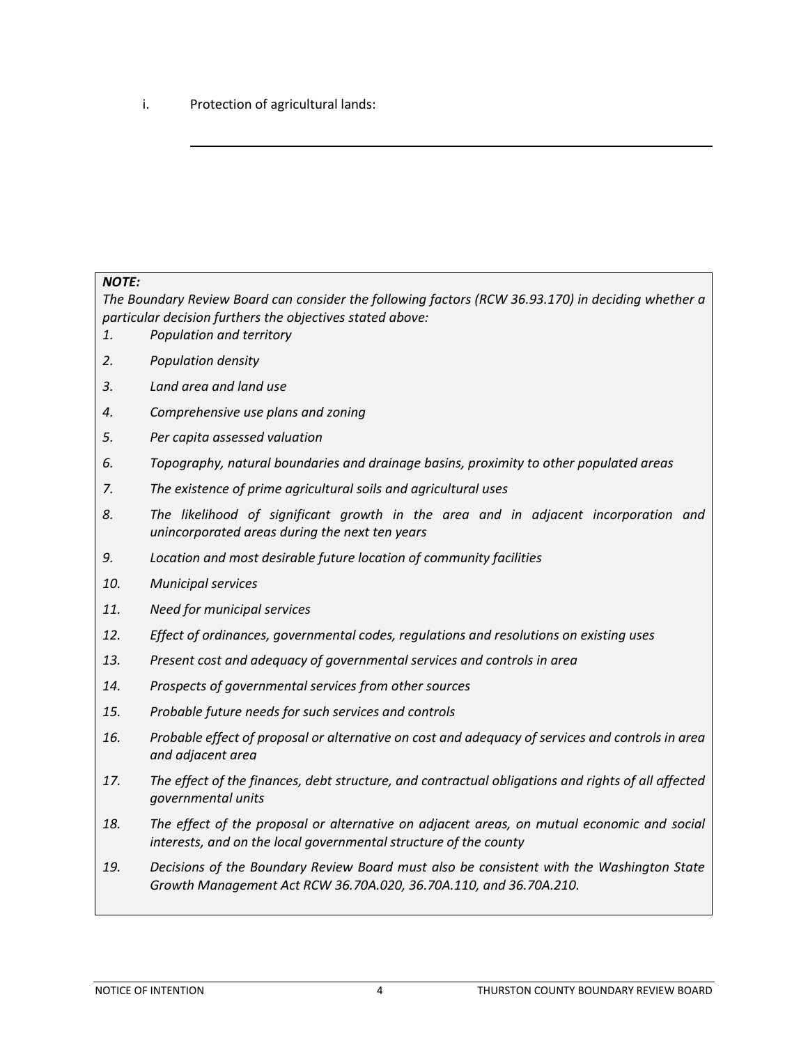i. Protection of agricultural lands:

_______________________________________________

***NOTE:***

*The Boundary Review Board can consider the following factors (RCW 36.93.170) in deciding whether a particular decision furthers the objectives stated above:*

1. *Population and territory*
2. *Population density*
3. *Land area and land use*
4. *Comprehensive use plans and zoning*
5. *Per capita assessed valuation*
6. *Topography, natural boundaries and drainage basins, proximity to other populated areas*
7. *The existence of prime agricultural soils and agricultural uses*
8. *The likelihood of significant growth in the area and in adjacent incorporation and unincorporated areas during the next ten years*
9. *Location and most desirable future location of community facilities*
10. *Municipal services*
11. *Need for municipal services*
12. *Effect of ordinances, governmental codes, regulations and resolutions on existing uses*
13. *Present cost and adequacy of governmental services and controls in area*
14. *Prospects of governmental services from other sources*
15. *Probable future needs for such services and controls*
16. *Probable effect of proposal or alternative on cost and adequacy of services and controls in area and adjacent area*
17. *The effect of the finances, debt structure, and contractual obligations and rights of all affected governmental units*
18. *The effect of the proposal or alternative on adjacent areas, on mutual economic and social interests, and on the local governmental structure of the county*
19. *Decisions of the Boundary Review Board must also be consistent with the Washington State Growth Management Act RCW 36.70A.020, 36.70A.110, and 36.70A.210.*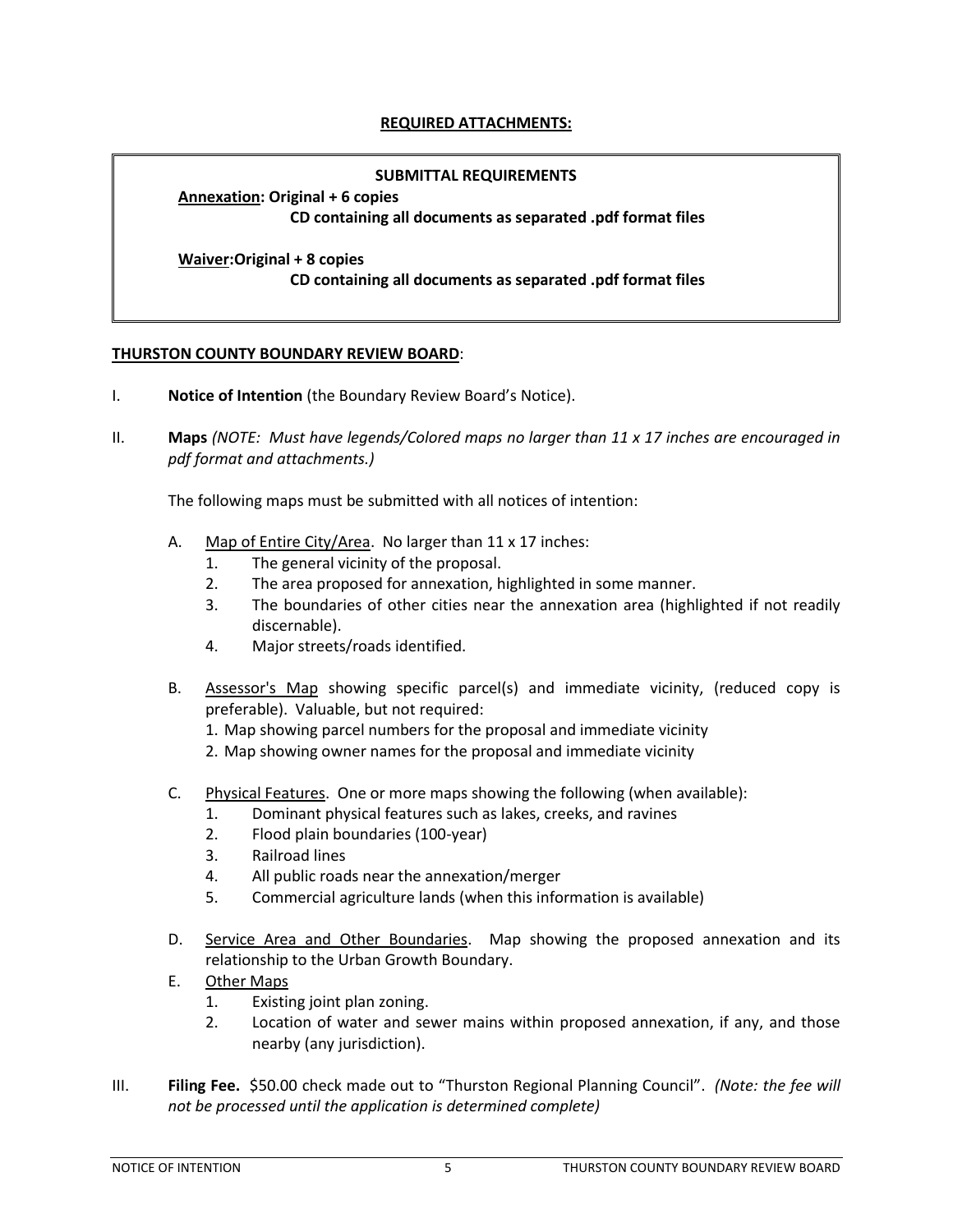## REQUIRED ATTACHMENTS:

**SUBMITTAL REQUIREMENTS**

**Annexation: Original + 6 copies**
**CD containing all documents as separated .pdf format files**

**Waiver:Original + 8 copies**
**CD containing all documents as separated .pdf format files**

**THURSTON COUNTY BOUNDARY REVIEW BOARD**:

I. **Notice of Intention** (the Boundary Review Board's Notice).

II. **Maps** *(NOTE: Must have legends/Colored maps no larger than 11 x 17 inches are encouraged in pdf format and attachments.)*

The following maps must be submitted with all notices of intention:

A. Map of Entire City/Area. No larger than 11 x 17 inches:
   1. The general vicinity of the proposal.
   2. The area proposed for annexation, highlighted in some manner.
   3. The boundaries of other cities near the annexation area (highlighted if not readily discernable).
   4. Major streets/roads identified.

B. Assessor's Map showing specific parcel(s) and immediate vicinity, (reduced copy is preferable). Valuable, but not required:
   1. Map showing parcel numbers for the proposal and immediate vicinity
   2. Map showing owner names for the proposal and immediate vicinity

C. Physical Features. One or more maps showing the following (when available):
   1. Dominant physical features such as lakes, creeks, and ravines
   2. Flood plain boundaries (100-year)
   3. Railroad lines
   4. All public roads near the annexation/merger
   5. Commercial agriculture lands (when this information is available)

D. Service Area and Other Boundaries. Map showing the proposed annexation and its relationship to the Urban Growth Boundary.

E. Other Maps
   1. Existing joint plan zoning.
   2. Location of water and sewer mains within proposed annexation, if any, and those nearby (any jurisdiction).

III. **Filing Fee.** $50.00 check made out to "Thurston Regional Planning Council". *(Note: the fee will not be processed until the application is determined complete)*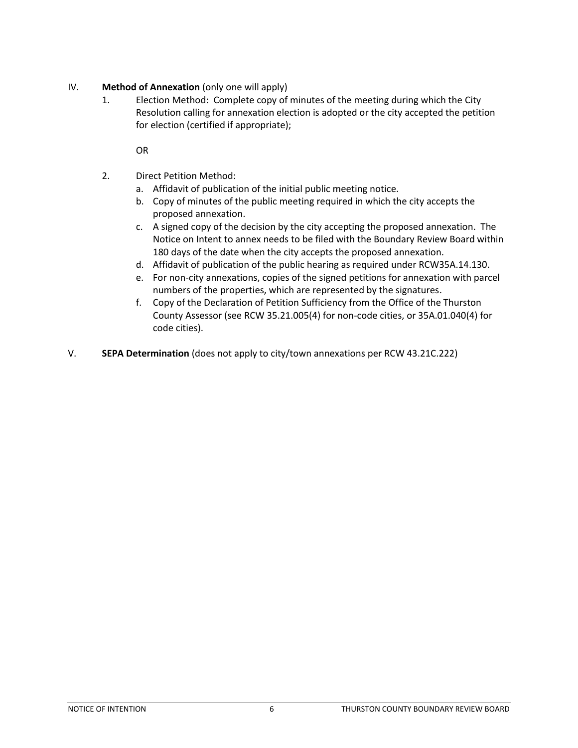IV. **Method of Annexation** (only one will apply)

1. Election Method: Complete copy of minutes of the meeting during which the City Resolution calling for annexation election is adopted or the city accepted the petition for election (certified if appropriate);

   OR

2. Direct Petition Method:
   a. Affidavit of publication of the initial public meeting notice.
   b. Copy of minutes of the public meeting required in which the city accepts the proposed annexation.
   c. A signed copy of the decision by the city accepting the proposed annexation. The Notice on Intent to annex needs to be filed with the Boundary Review Board within 180 days of the date when the city accepts the proposed annexation.
   d. Affidavit of publication of the public hearing as required under RCW35A.14.130.
   e. For non-city annexations, copies of the signed petitions for annexation with parcel numbers of the properties, which are represented by the signatures.
   f. Copy of the Declaration of Petition Sufficiency from the Office of the Thurston County Assessor (see RCW 35.21.005(4) for non-code cities, or 35A.01.040(4) for code cities).

V. **SEPA Determination** (does not apply to city/town annexations per RCW 43.21C.222)